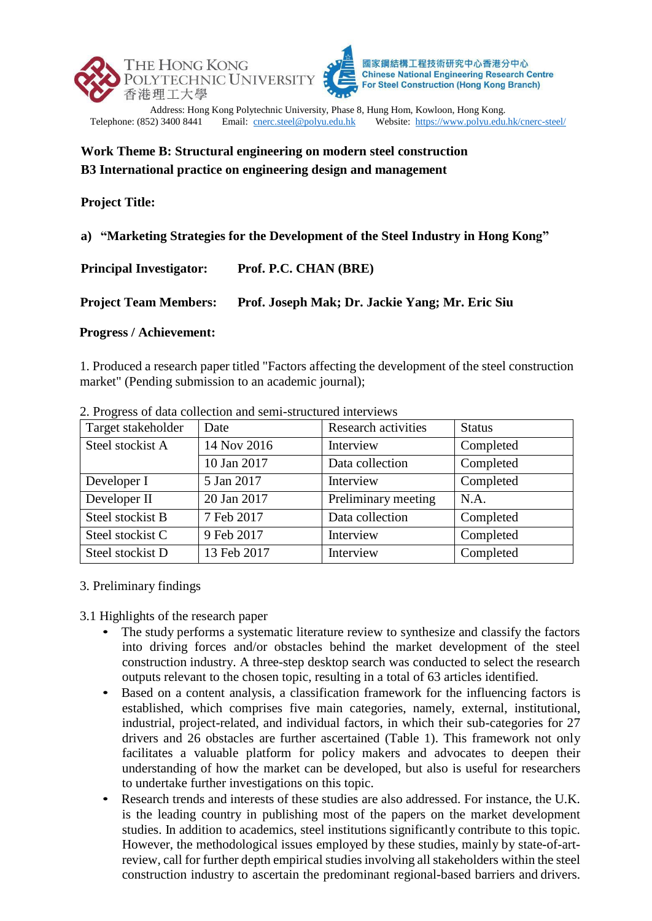THE HONG KONG POLYTECHNIC UNIVERSITY 香港理工大學

國家鋼結構工程技術研究中心香港分中心
Chinese National Engineering Research Centre For Steel Construction (Hong Kong Branch)

Address: Hong Kong Polytechnic University, Phase 8, Hung Hom, Kowloon, Hong Kong.
Telephone: (852) 3400 8441 Email: cnerc.steel@polyu.edu.hk Website: https://www.polyu.edu.hk/cnerc-steel/

**Work Theme B: Structural engineering on modern steel construction**
**B3 International practice on engineering design and management**

**Project Title:**

**a) "Marketing Strategies for the Development of the Steel Industry in Hong Kong"**

**Principal Investigator:** **Prof. P.C. CHAN (BRE)**

**Project Team Members:** **Prof. Joseph Mak; Dr. Jackie Yang; Mr. Eric Siu**

**Progress / Achievement:**

1. Produced a research paper titled "Factors affecting the development of the steel construction market" (Pending submission to an academic journal);

2. Progress of data collection and semi-structured interviews

| Target stakeholder | Date | Research activities | Status |
|---|---|---|---|
| Steel stockist A | 14 Nov 2016 | Interview | Completed |
| | 10 Jan 2017 | Data collection | Completed |
| Developer I | 5 Jan 2017 | Interview | Completed |
| Developer II | 20 Jan 2017 | Preliminary meeting | N.A. |
| Steel stockist B | 7 Feb 2017 | Data collection | Completed |
| Steel stockist C | 9 Feb 2017 | Interview | Completed |
| Steel stockist D | 13 Feb 2017 | Interview | Completed |

3. Preliminary findings

3.1 Highlights of the research paper

- The study performs a systematic literature review to synthesize and classify the factors into driving forces and/or obstacles behind the market development of the steel construction industry. A three-step desktop search was conducted to select the research outputs relevant to the chosen topic, resulting in a total of 63 articles identified.
- Based on a content analysis, a classification framework for the influencing factors is established, which comprises five main categories, namely, external, institutional, industrial, project-related, and individual factors, in which their sub-categories for 27 drivers and 26 obstacles are further ascertained (Table 1). This framework not only facilitates a valuable platform for policy makers and advocates to deepen their understanding of how the market can be developed, but also is useful for researchers to undertake further investigations on this topic.
- Research trends and interests of these studies are also addressed. For instance, the U.K. is the leading country in publishing most of the papers on the market development studies. In addition to academics, steel institutions significantly contribute to this topic. However, the methodological issues employed by these studies, mainly by state-of-art-review, call for further depth empirical studies involving all stakeholders within the steel construction industry to ascertain the predominant regional-based barriers and drivers.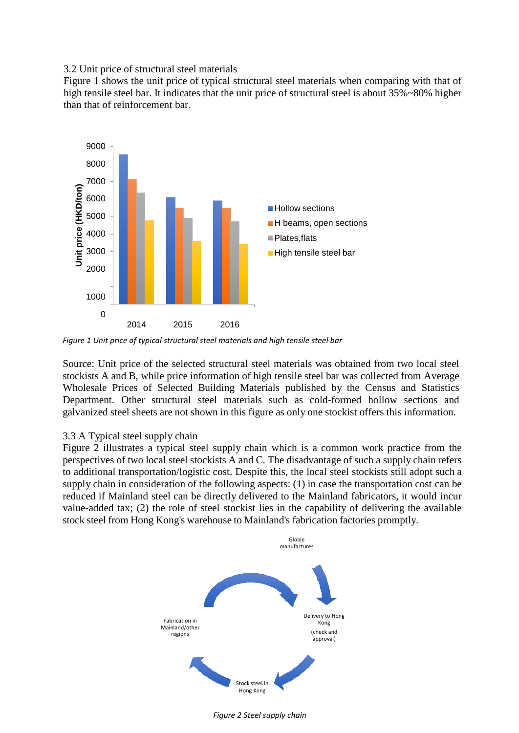3.2 Unit price of structural steel materials

Figure 1 shows the unit price of typical structural steel materials when comparing with that of high tensile steel bar. It indicates that the unit price of structural steel is about 35%~80% higher than that of reinforcement bar.

*Figure 1 Unit price of typical structural steel materials and high tensile steel bar*

Source: Unit price of the selected structural steel materials was obtained from two local steel stockists A and B, while price information of high tensile steel bar was collected from Average Wholesale Prices of Selected Building Materials published by the Census and Statistics Department. Other structural steel materials such as cold-formed hollow sections and galvanized steel sheets are not shown in this figure as only one stockist offers this information.

3.3 A Typical steel supply chain

Figure 2 illustrates a typical steel supply chain which is a common work practice from the perspectives of two local steel stockists A and C. The disadvantage of such a supply chain refers to additional transportation/logistic cost. Despite this, the local steel stockists still adopt such a supply chain in consideration of the following aspects: (1) in case the transportation cost can be reduced if Mainland steel can be directly delivered to the Mainland fabricators, it would incur value-added tax; (2) the role of steel stockist lies in the capability of delivering the available stock steel from Hong Kong's warehouse to Mainland's fabrication factories promptly.

*Figure 2 Steel supply chain*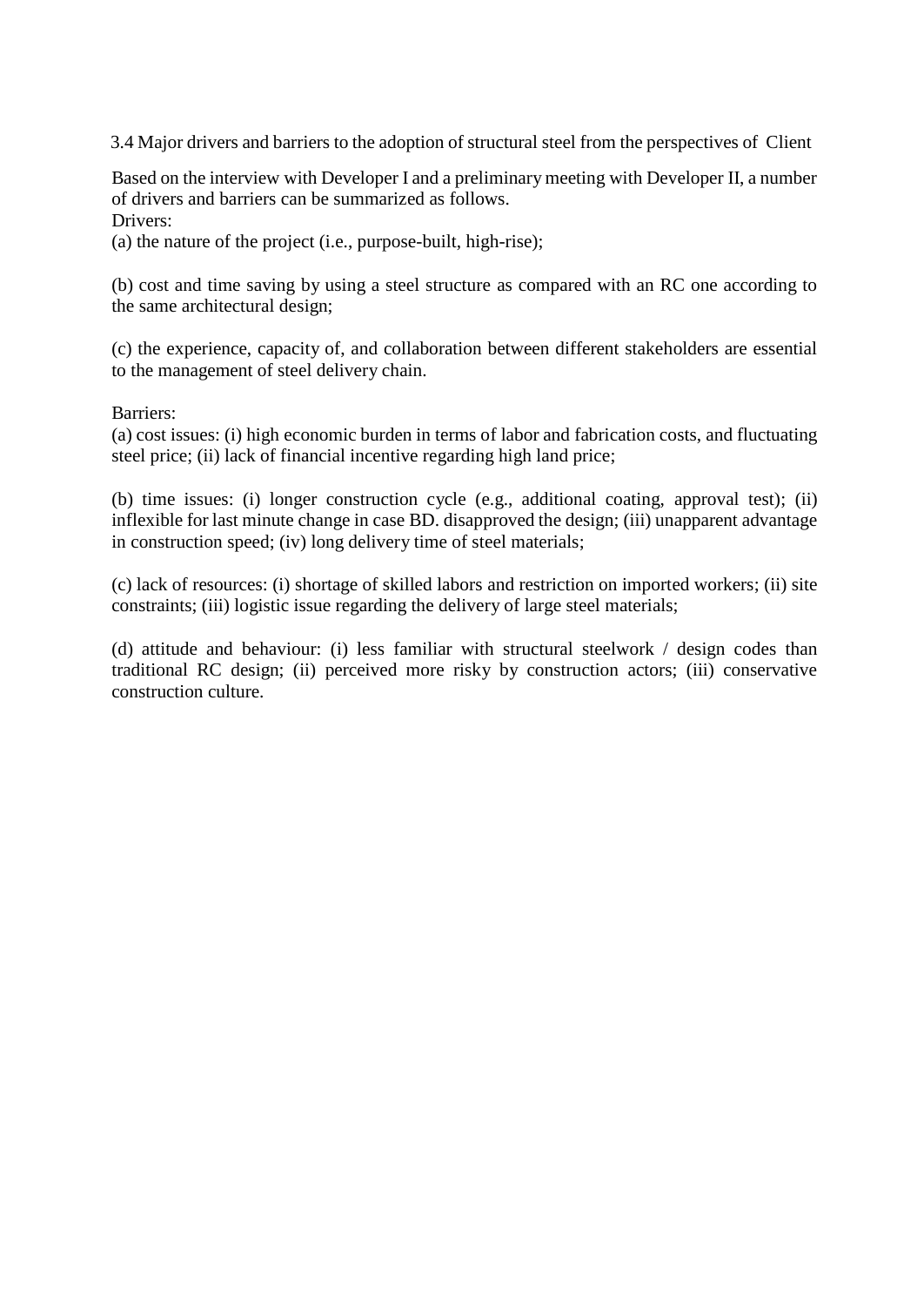### 3.4 Major drivers and barriers to the adoption of structural steel from the perspectives of Client

Based on the interview with Developer I and a preliminary meeting with Developer II, a number of drivers and barriers can be summarized as follows.

Drivers:

(a) the nature of the project (i.e., purpose-built, high-rise);

(b) cost and time saving by using a steel structure as compared with an RC one according to the same architectural design;

(c) the experience, capacity of, and collaboration between different stakeholders are essential to the management of steel delivery chain.

Barriers:

(a) cost issues: (i) high economic burden in terms of labor and fabrication costs, and fluctuating steel price; (ii) lack of financial incentive regarding high land price;

(b) time issues: (i) longer construction cycle (e.g., additional coating, approval test); (ii) inflexible for last minute change in case BD. disapproved the design; (iii) unapparent advantage in construction speed; (iv) long delivery time of steel materials;

(c) lack of resources: (i) shortage of skilled labors and restriction on imported workers; (ii) site constraints; (iii) logistic issue regarding the delivery of large steel materials;

(d) attitude and behaviour: (i) less familiar with structural steelwork / design codes than traditional RC design; (ii) perceived more risky by construction actors; (iii) conservative construction culture.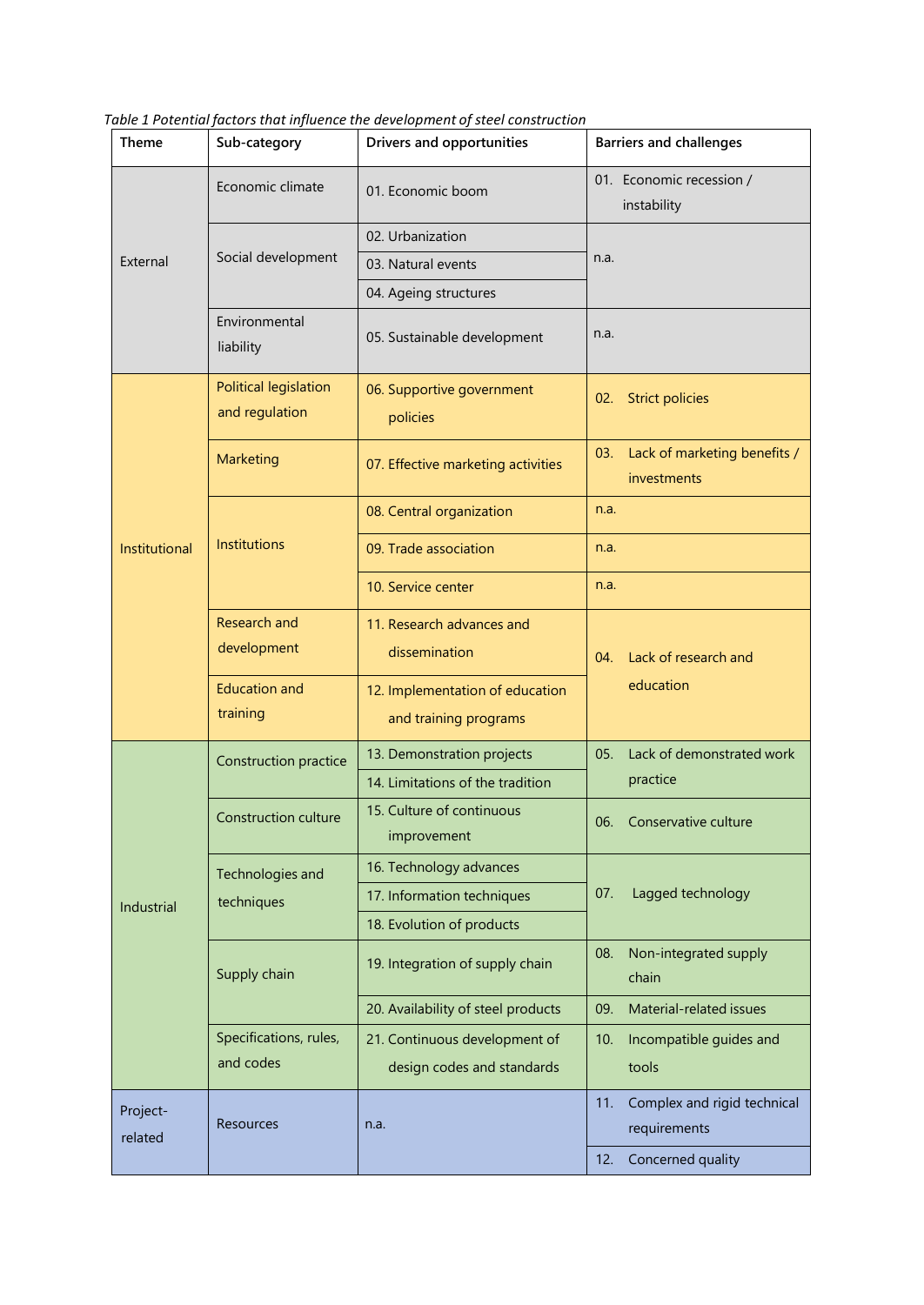*Table 1 Potential factors that influence the development of steel construction*

| Theme | Sub-category | Drivers and opportunities | Barriers and challenges |
|---|---|---|---|
| External | Economic climate | 01. Economic boom | 01. Economic recession / instability |
| | Social development | 02. Urbanization | n.a. |
| | | 03. Natural events | |
| | | 04. Ageing structures | |
| | Environmental liability | 05. Sustainable development | n.a. |
| Institutional | Political legislation and regulation | 06. Supportive government policies | 02. Strict policies |
| | Marketing | 07. Effective marketing activities | 03. Lack of marketing benefits / investments |
| | Institutions | 08. Central organization | n.a. |
| | | 09. Trade association | n.a. |
| | | 10. Service center | n.a. |
| | Research and development | 11. Research advances and dissemination | 04. Lack of research and education |
| | Education and training | 12. Implementation of education and training programs | |
| Industrial | Construction practice | 13. Demonstration projects | 05. Lack of demonstrated work practice |
| | | 14. Limitations of the tradition | |
| | Construction culture | 15. Culture of continuous improvement | 06. Conservative culture |
| | Technologies and techniques | 16. Technology advances | 07. Lagged technology |
| | | 17. Information techniques | |
| | | 18. Evolution of products | |
| | Supply chain | 19. Integration of supply chain | 08. Non-integrated supply chain |
| | | 20. Availability of steel products | 09. Material-related issues |
| | Specifications, rules, and codes | 21. Continuous development of design codes and standards | 10. Incompatible guides and tools |
| Project-related | Resources | n.a. | 11. Complex and rigid technical requirements |
| | | | 12. Concerned quality |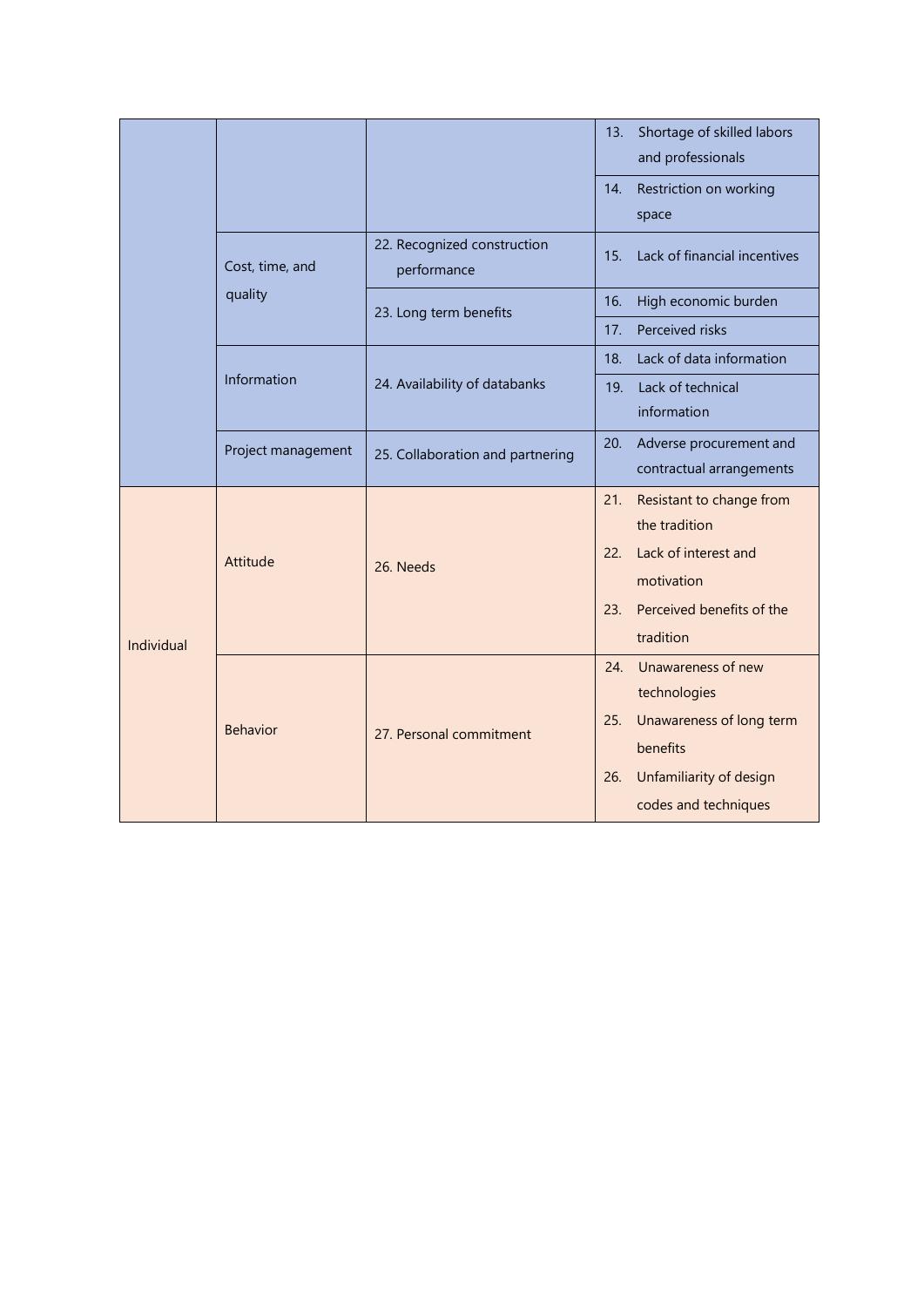| | | | |
|---|---|---|---|
| | | | 13. Shortage of skilled labors and professionals |
| | | | 14. Restriction on working space |
| | Cost, time, and quality | 22. Recognized construction performance | 15. Lack of financial incentives |
| | | 23. Long term benefits | 16. High economic burden |
| | | | 17. Perceived risks |
| | Information | 24. Availability of databanks | 18. Lack of data information |
| | | | 19. Lack of technical information |
| | Project management | 25. Collaboration and partnering | 20. Adverse procurement and contractual arrangements |
| Individual | Attitude | 26. Needs | 21. Resistant to change from the tradition<br>22. Lack of interest and motivation<br>23. Perceived benefits of the tradition |
| | Behavior | 27. Personal commitment | 24. Unawareness of new technologies<br>25. Unawareness of long term benefits<br>26. Unfamiliarity of design codes and techniques |